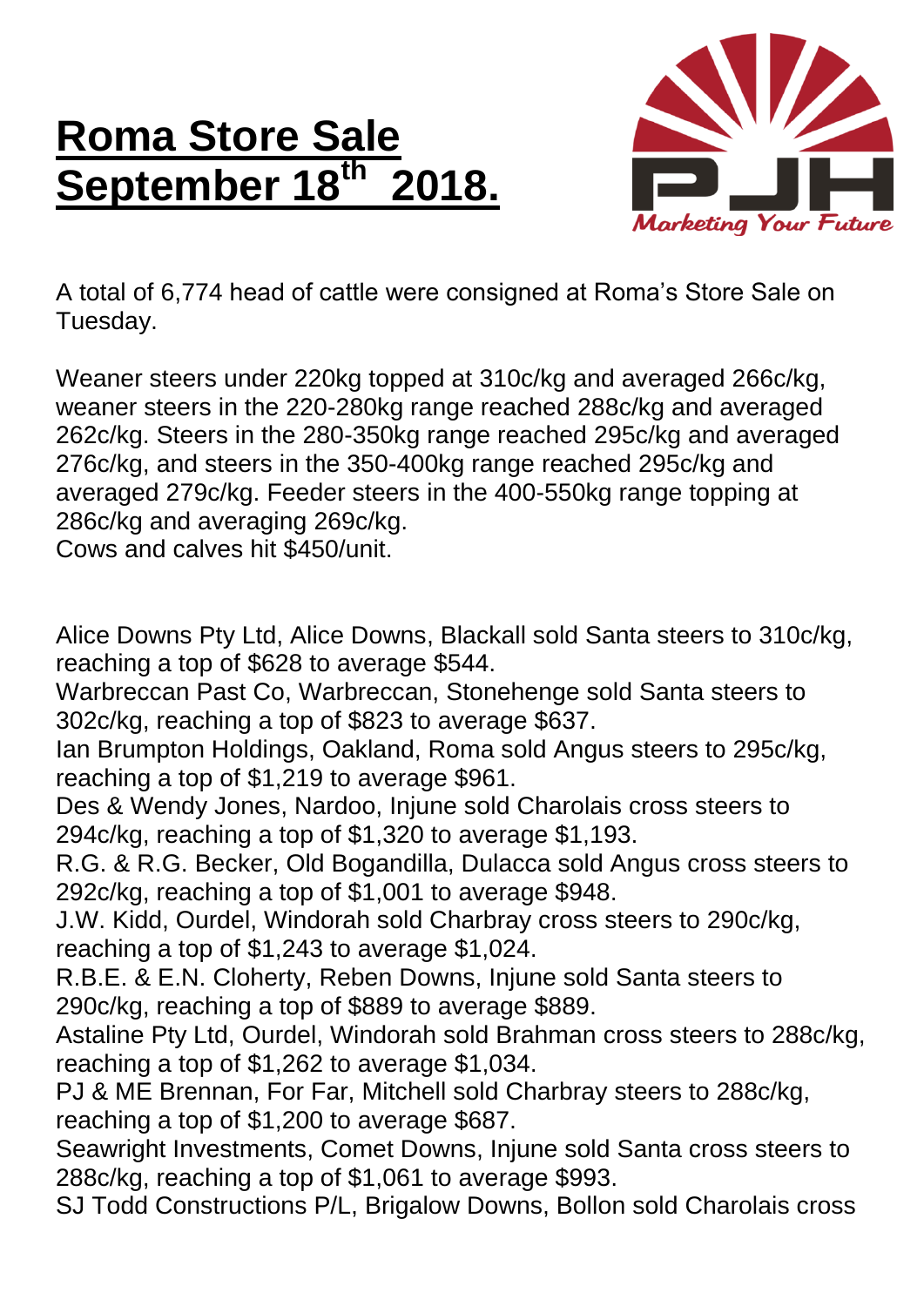# Roma Store Sale September 18th 2018.

A total of 6,774 head of cattle were consigned at Roma's Store Sale on Tuesday.

Weaner steers under 220kg topped at 310c/kg and averaged 266c/kg, weaner steers in the 220-280kg range reached 288c/kg and averaged 262c/kg. Steers in the 280-350kg range reached 295c/kg and averaged 276c/kg, and steers in the 350-400kg range reached 295c/kg and averaged 279c/kg. Feeder steers in the 400-550kg range topping at 286c/kg and averaging 269c/kg.
Cows and calves hit $450/unit.

Alice Downs Pty Ltd, Alice Downs, Blackall sold Santa steers to 310c/kg, reaching a top of $628 to average $544.
Warbreccan Past Co, Warbreccan, Stonehenge sold Santa steers to 302c/kg, reaching a top of $823 to average $637.
Ian Brumpton Holdings, Oakland, Roma sold Angus steers to 295c/kg, reaching a top of $1,219 to average $961.
Des & Wendy Jones, Nardoo, Injune sold Charolais cross steers to 294c/kg, reaching a top of $1,320 to average $1,193.
R.G. & R.G. Becker, Old Bogandilla, Dulacca sold Angus cross steers to 292c/kg, reaching a top of $1,001 to average $948.
J.W. Kidd, Ourdel, Windorah sold Charbray cross steers to 290c/kg, reaching a top of $1,243 to average $1,024.
R.B.E. & E.N. Cloherty, Reben Downs, Injune sold Santa steers to 290c/kg, reaching a top of $889 to average $889.
Astaline Pty Ltd, Ourdel, Windorah sold Brahman cross steers to 288c/kg, reaching a top of $1,262 to average $1,034.
PJ & ME Brennan, For Far, Mitchell sold Charbray steers to 288c/kg, reaching a top of $1,200 to average $687.
Seawright Investments, Comet Downs, Injune sold Santa cross steers to 288c/kg, reaching a top of $1,061 to average $993.
SJ Todd Constructions P/L, Brigalow Downs, Bollon sold Charolais cross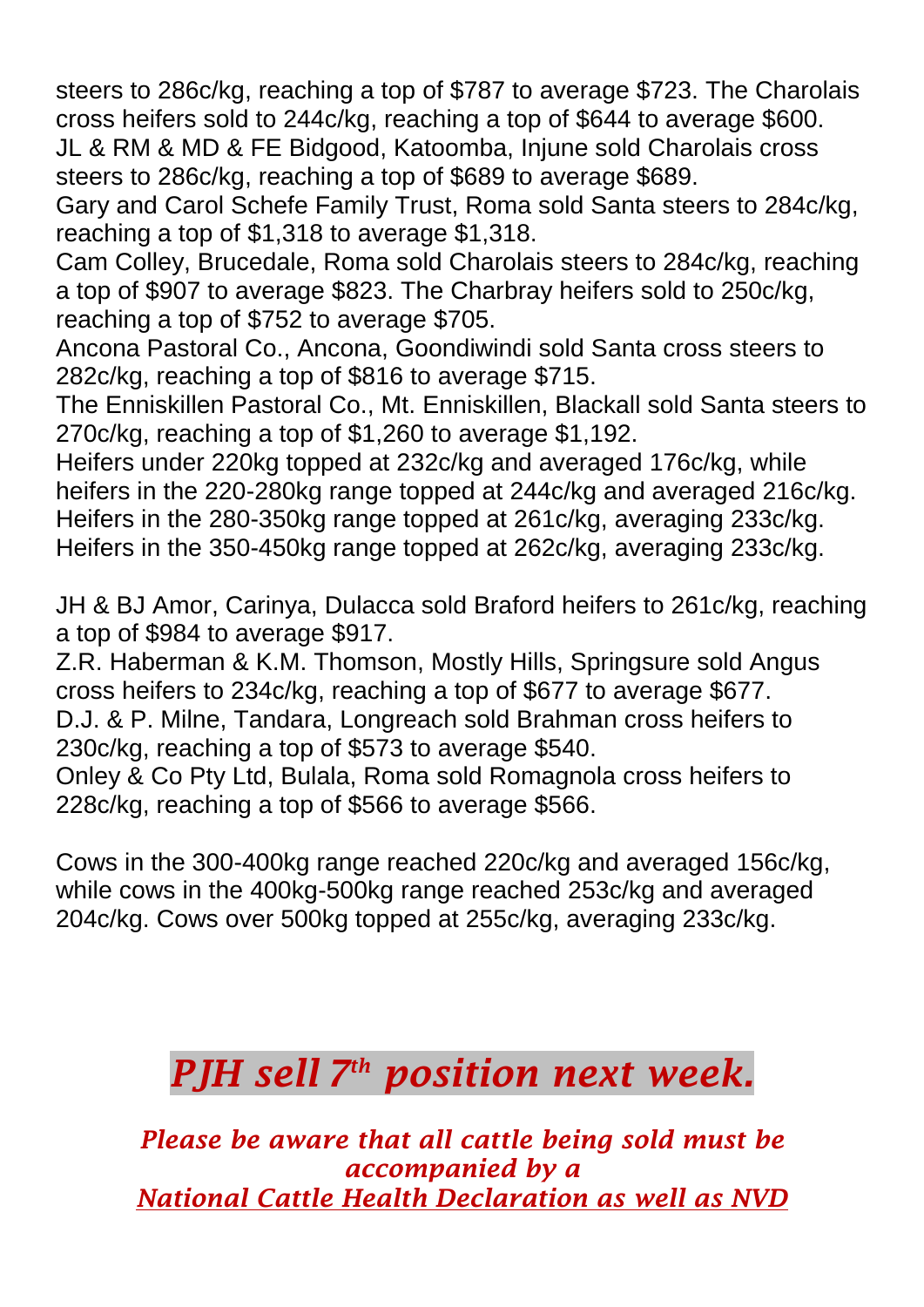steers to 286c/kg, reaching a top of $787 to average $723. The Charolais cross heifers sold to 244c/kg, reaching a top of $644 to average $600.
JL & RM & MD & FE Bidgood, Katoomba, Injune sold Charolais cross steers to 286c/kg, reaching a top of $689 to average $689.
Gary and Carol Schefe Family Trust, Roma sold Santa steers to 284c/kg, reaching a top of $1,318 to average $1,318.
Cam Colley, Brucedale, Roma sold Charolais steers to 284c/kg, reaching a top of $907 to average $823. The Charbray heifers sold to 250c/kg, reaching a top of $752 to average $705.
Ancona Pastoral Co., Ancona, Goondiwindi sold Santa cross steers to 282c/kg, reaching a top of $816 to average $715.
The Enniskillen Pastoral Co., Mt. Enniskillen, Blackall sold Santa steers to 270c/kg, reaching a top of $1,260 to average $1,192.
Heifers under 220kg topped at 232c/kg and averaged 176c/kg, while heifers in the 220-280kg range topped at 244c/kg and averaged 216c/kg. Heifers in the 280-350kg range topped at 261c/kg, averaging 233c/kg. Heifers in the 350-450kg range topped at 262c/kg, averaging 233c/kg.

JH & BJ Amor, Carinya, Dulacca sold Braford heifers to 261c/kg, reaching a top of $984 to average $917.
Z.R. Haberman & K.M. Thomson, Mostly Hills, Springsure sold Angus cross heifers to 234c/kg, reaching a top of $677 to average $677.
D.J. & P. Milne, Tandara, Longreach sold Brahman cross heifers to 230c/kg, reaching a top of $573 to average $540.
Onley & Co Pty Ltd, Bulala, Roma sold Romagnola cross heifers to 228c/kg, reaching a top of $566 to average $566.

Cows in the 300-400kg range reached 220c/kg and averaged 156c/kg, while cows in the 400kg-500kg range reached 253c/kg and averaged 204c/kg. Cows over 500kg topped at 255c/kg, averaging 233c/kg.

## *PJH sell 7th position next week.*

***Please be aware that all cattle being sold must be accompanied by a National Cattle Health Declaration as well as NVD***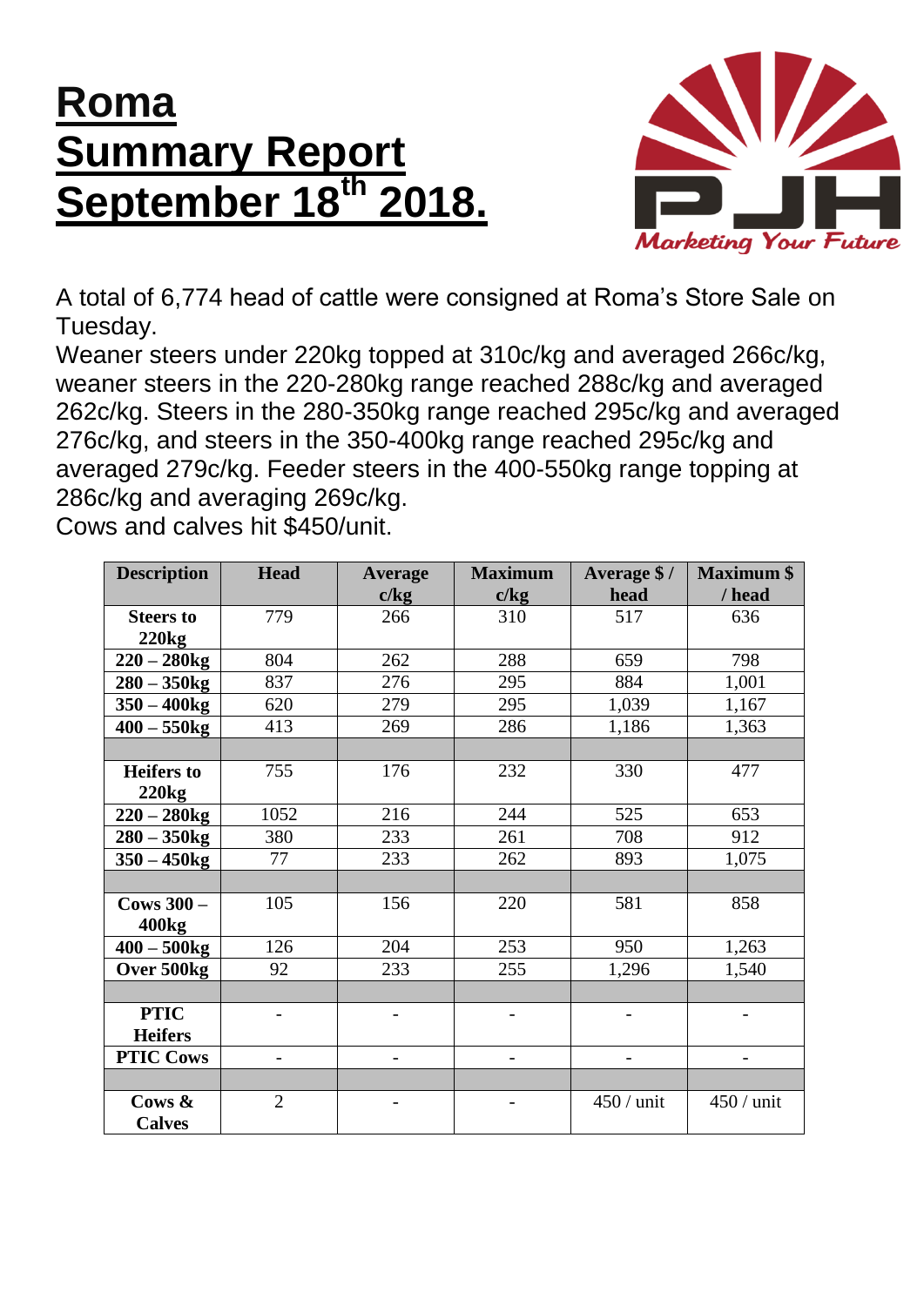# Roma Summary Report September 18th 2018.

PJH Marketing Your Future

A total of 6,774 head of cattle were consigned at Roma's Store Sale on Tuesday.

Weaner steers under 220kg topped at 310c/kg and averaged 266c/kg, weaner steers in the 220-280kg range reached 288c/kg and averaged 262c/kg. Steers in the 280-350kg range reached 295c/kg and averaged 276c/kg, and steers in the 350-400kg range reached 295c/kg and averaged 279c/kg. Feeder steers in the 400-550kg range topping at 286c/kg and averaging 269c/kg.

Cows and calves hit $450/unit.

| Description | Head | Average c/kg | Maximum c/kg | Average $ / head | Maximum $ / head |
|---|---|---|---|---|---|
| **Steers to 220kg** | 779 | 266 | 310 | 517 | 636 |
| **220 – 280kg** | 804 | 262 | 288 | 659 | 798 |
| **280 – 350kg** | 837 | 276 | 295 | 884 | 1,001 |
| **350 – 400kg** | 620 | 279 | 295 | 1,039 | 1,167 |
| **400 – 550kg** | 413 | 269 | 286 | 1,186 | 1,363 |
| | | | | | |
| **Heifers to 220kg** | 755 | 176 | 232 | 330 | 477 |
| **220 – 280kg** | 1052 | 216 | 244 | 525 | 653 |
| **280 – 350kg** | 380 | 233 | 261 | 708 | 912 |
| **350 – 450kg** | 77 | 233 | 262 | 893 | 1,075 |
| | | | | | |
| **Cows 300 – 400kg** | 105 | 156 | 220 | 581 | 858 |
| **400 – 500kg** | 126 | 204 | 253 | 950 | 1,263 |
| **Over 500kg** | 92 | 233 | 255 | 1,296 | 1,540 |
| | | | | | |
| **PTIC Heifers** | - | - | - | - | - |
| **PTIC Cows** | - | - | - | - | - |
| | | | | | |
| **Cows & Calves** | 2 | - | - | 450 / unit | 450 / unit |